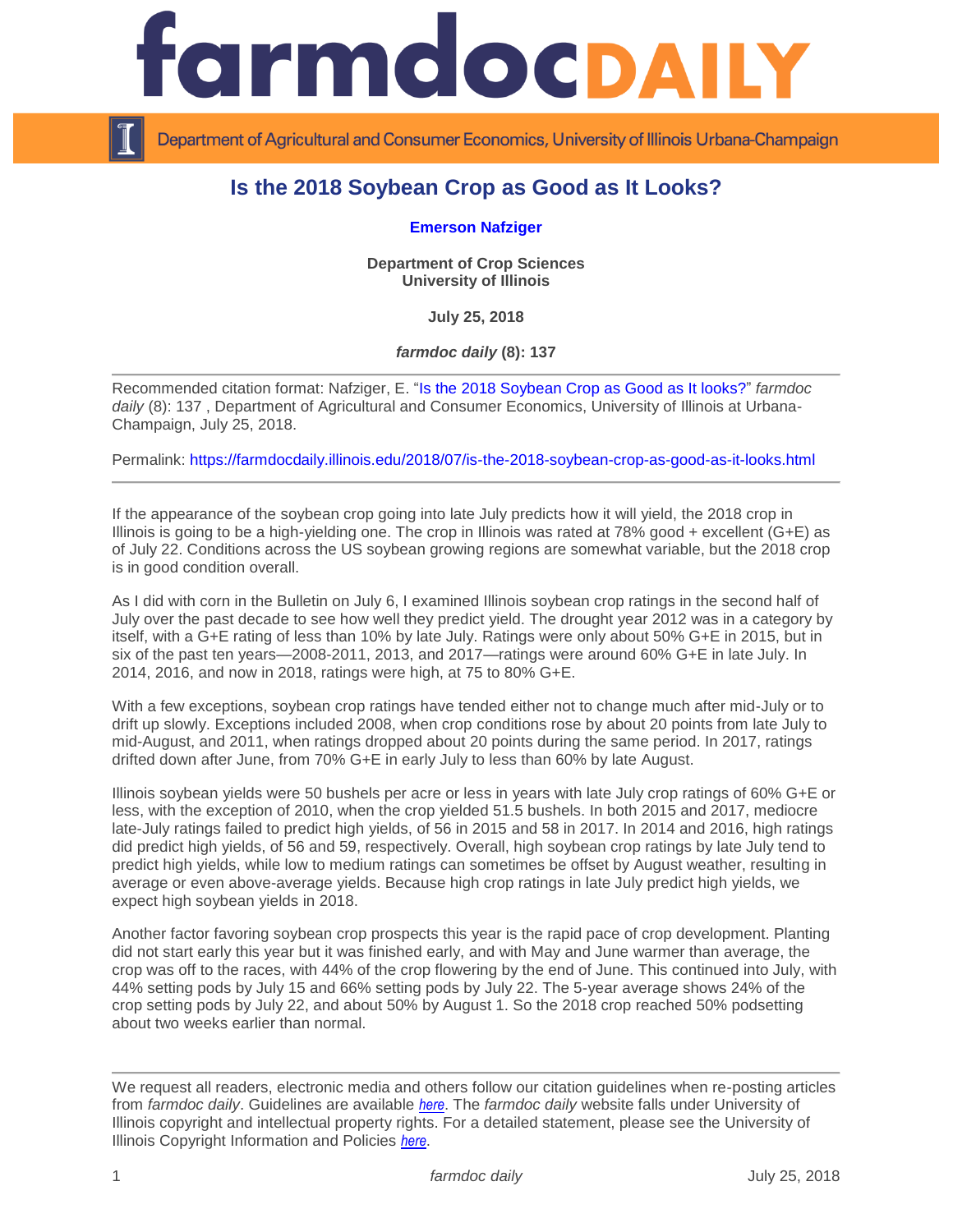# farmdoc DAILY

Department of Agricultural and Consumer Economics, University of Illinois Urbana-Champaign

## Is the 2018 Soybean Crop as Good as It Looks?

**Emerson Nafziger**

**Department of Crop Sciences**
**University of Illinois**

**July 25, 2018**

***farmdoc daily* (8): 137**

---

Recommended citation format: Nafziger, E. "Is the 2018 Soybean Crop as Good as It looks?" *farmdoc daily* (8): 137 , Department of Agricultural and Consumer Economics, University of Illinois at Urbana-Champaign, July 25, 2018.

Permalink: https://farmdocdaily.illinois.edu/2018/07/is-the-2018-soybean-crop-as-good-as-it-looks.html

---

If the appearance of the soybean crop going into late July predicts how it will yield, the 2018 crop in Illinois is going to be a high-yielding one. The crop in Illinois was rated at 78% good + excellent (G+E) as of July 22. Conditions across the US soybean growing regions are somewhat variable, but the 2018 crop is in good condition overall.

As I did with corn in the Bulletin on July 6, I examined Illinois soybean crop ratings in the second half of July over the past decade to see how well they predict yield. The drought year 2012 was in a category by itself, with a G+E rating of less than 10% by late July. Ratings were only about 50% G+E in 2015, but in six of the past ten years—2008-2011, 2013, and 2017—ratings were around 60% G+E in late July. In 2014, 2016, and now in 2018, ratings were high, at 75 to 80% G+E.

With a few exceptions, soybean crop ratings have tended either not to change much after mid-July or to drift up slowly. Exceptions included 2008, when crop conditions rose by about 20 points from late July to mid-August, and 2011, when ratings dropped about 20 points during the same period. In 2017, ratings drifted down after June, from 70% G+E in early July to less than 60% by late August.

Illinois soybean yields were 50 bushels per acre or less in years with late July crop ratings of 60% G+E or less, with the exception of 2010, when the crop yielded 51.5 bushels. In both 2015 and 2017, mediocre late-July ratings failed to predict high yields, of 56 in 2015 and 58 in 2017. In 2014 and 2016, high ratings did predict high yields, of 56 and 59, respectively. Overall, high soybean crop ratings by late July tend to predict high yields, while low to medium ratings can sometimes be offset by August weather, resulting in average or even above-average yields. Because high crop ratings in late July predict high yields, we expect high soybean yields in 2018.

Another factor favoring soybean crop prospects this year is the rapid pace of crop development. Planting did not start early this year but it was finished early, and with May and June warmer than average, the crop was off to the races, with 44% of the crop flowering by the end of June. This continued into July, with 44% setting pods by July 15 and 66% setting pods by July 22. The 5-year average shows 24% of the crop setting pods by July 22, and about 50% by August 1. So the 2018 crop reached 50% podsetting about two weeks earlier than normal.

---

We request all readers, electronic media and others follow our citation guidelines when re-posting articles from *farmdoc daily*. Guidelines are available *here*. The *farmdoc daily* website falls under University of Illinois copyright and intellectual property rights. For a detailed statement, please see the University of Illinois Copyright Information and Policies *here*.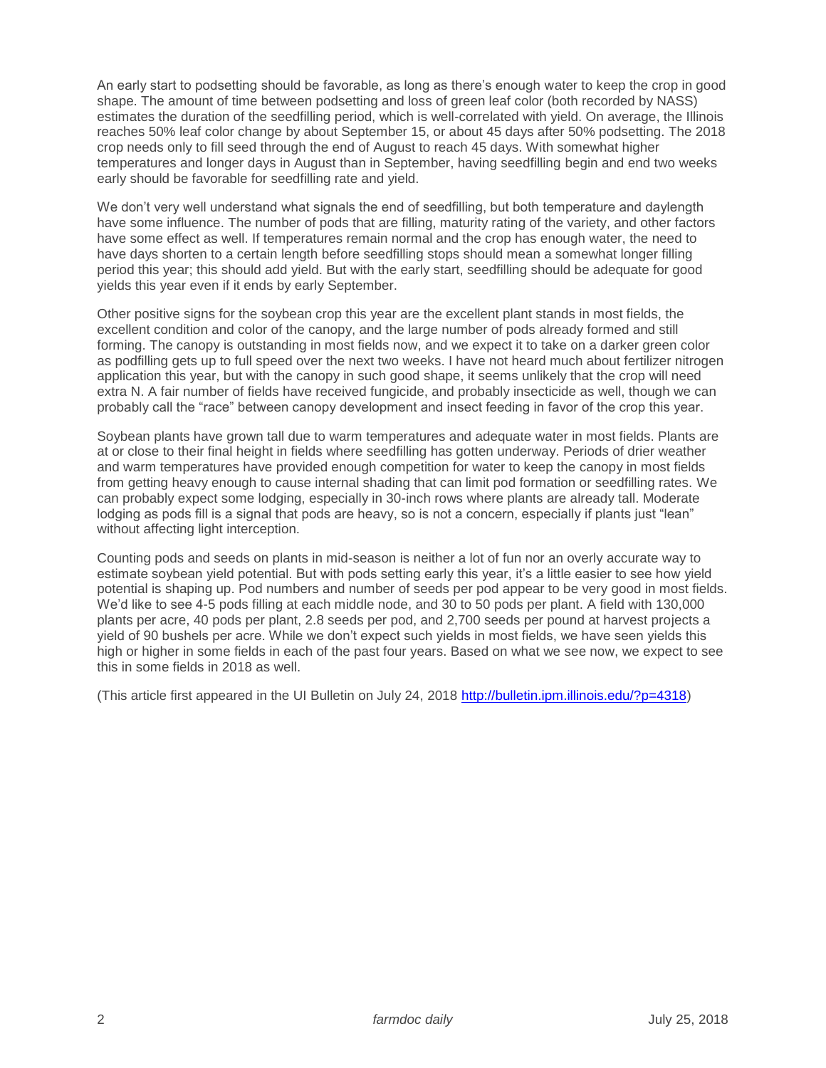An early start to podsetting should be favorable, as long as there's enough water to keep the crop in good shape. The amount of time between podsetting and loss of green leaf color (both recorded by NASS) estimates the duration of the seedfilling period, which is well-correlated with yield. On average, the Illinois reaches 50% leaf color change by about September 15, or about 45 days after 50% podsetting. The 2018 crop needs only to fill seed through the end of August to reach 45 days. With somewhat higher temperatures and longer days in August than in September, having seedfilling begin and end two weeks early should be favorable for seedfilling rate and yield.

We don't very well understand what signals the end of seedfilling, but both temperature and daylength have some influence. The number of pods that are filling, maturity rating of the variety, and other factors have some effect as well. If temperatures remain normal and the crop has enough water, the need to have days shorten to a certain length before seedfilling stops should mean a somewhat longer filling period this year; this should add yield. But with the early start, seedfilling should be adequate for good yields this year even if it ends by early September.

Other positive signs for the soybean crop this year are the excellent plant stands in most fields, the excellent condition and color of the canopy, and the large number of pods already formed and still forming. The canopy is outstanding in most fields now, and we expect it to take on a darker green color as podfilling gets up to full speed over the next two weeks. I have not heard much about fertilizer nitrogen application this year, but with the canopy in such good shape, it seems unlikely that the crop will need extra N. A fair number of fields have received fungicide, and probably insecticide as well, though we can probably call the "race" between canopy development and insect feeding in favor of the crop this year.

Soybean plants have grown tall due to warm temperatures and adequate water in most fields. Plants are at or close to their final height in fields where seedfilling has gotten underway. Periods of drier weather and warm temperatures have provided enough competition for water to keep the canopy in most fields from getting heavy enough to cause internal shading that can limit pod formation or seedfilling rates. We can probably expect some lodging, especially in 30-inch rows where plants are already tall. Moderate lodging as pods fill is a signal that pods are heavy, so is not a concern, especially if plants just "lean" without affecting light interception.

Counting pods and seeds on plants in mid-season is neither a lot of fun nor an overly accurate way to estimate soybean yield potential. But with pods setting early this year, it's a little easier to see how yield potential is shaping up. Pod numbers and number of seeds per pod appear to be very good in most fields. We'd like to see 4-5 pods filling at each middle node, and 30 to 50 pods per plant. A field with 130,000 plants per acre, 40 pods per plant, 2.8 seeds per pod, and 2,700 seeds per pound at harvest projects a yield of 90 bushels per acre. While we don't expect such yields in most fields, we have seen yields this high or higher in some fields in each of the past four years. Based on what we see now, we expect to see this in some fields in 2018 as well.

(This article first appeared in the UI Bulletin on July 24, 2018 [http://bulletin.ipm.illinois.edu/?p=4318](http://bulletin.ipm.illinois.edu/?p=4318))